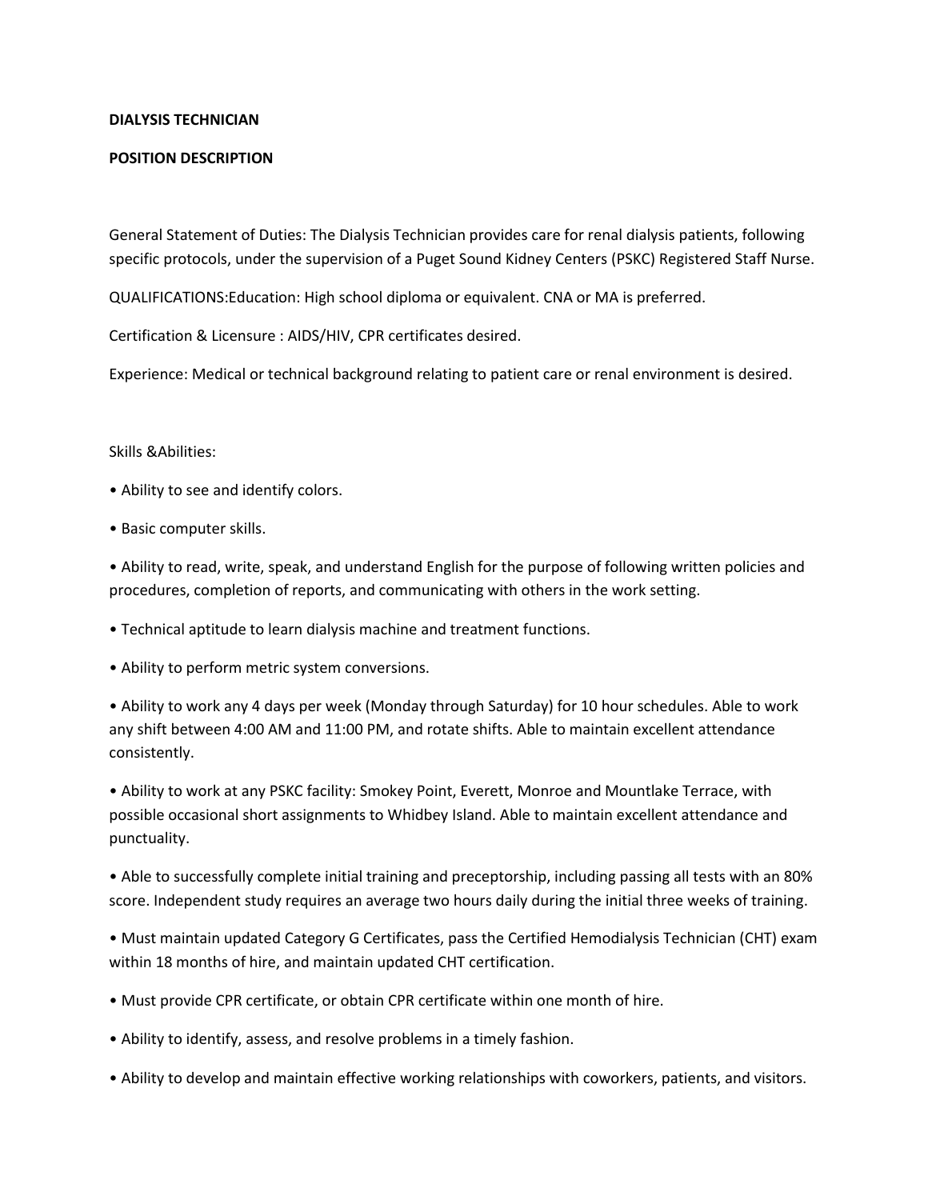**DIALYSIS TECHNICIAN**

**POSITION DESCRIPTION**

General Statement of Duties: The Dialysis Technician provides care for renal dialysis patients, following specific protocols, under the supervision of a Puget Sound Kidney Centers (PSKC) Registered Staff Nurse.

QUALIFICATIONS:Education: High school diploma or equivalent. CNA or MA is preferred.

Certification & Licensure : AIDS/HIV, CPR certificates desired.

Experience: Medical or technical background relating to patient care or renal environment is desired.

Skills &Abilities:

- Ability to see and identify colors.
- Basic computer skills.
- Ability to read, write, speak, and understand English for the purpose of following written policies and procedures, completion of reports, and communicating with others in the work setting.
- Technical aptitude to learn dialysis machine and treatment functions.
- Ability to perform metric system conversions.
- Ability to work any 4 days per week (Monday through Saturday) for 10 hour schedules. Able to work any shift between 4:00 AM and 11:00 PM, and rotate shifts. Able to maintain excellent attendance consistently.
- Ability to work at any PSKC facility: Smokey Point, Everett, Monroe and Mountlake Terrace, with possible occasional short assignments to Whidbey Island. Able to maintain excellent attendance and punctuality.
- Able to successfully complete initial training and preceptorship, including passing all tests with an 80% score. Independent study requires an average two hours daily during the initial three weeks of training.
- Must maintain updated Category G Certificates, pass the Certified Hemodialysis Technician (CHT) exam within 18 months of hire, and maintain updated CHT certification.
- Must provide CPR certificate, or obtain CPR certificate within one month of hire.
- Ability to identify, assess, and resolve problems in a timely fashion.
- Ability to develop and maintain effective working relationships with coworkers, patients, and visitors.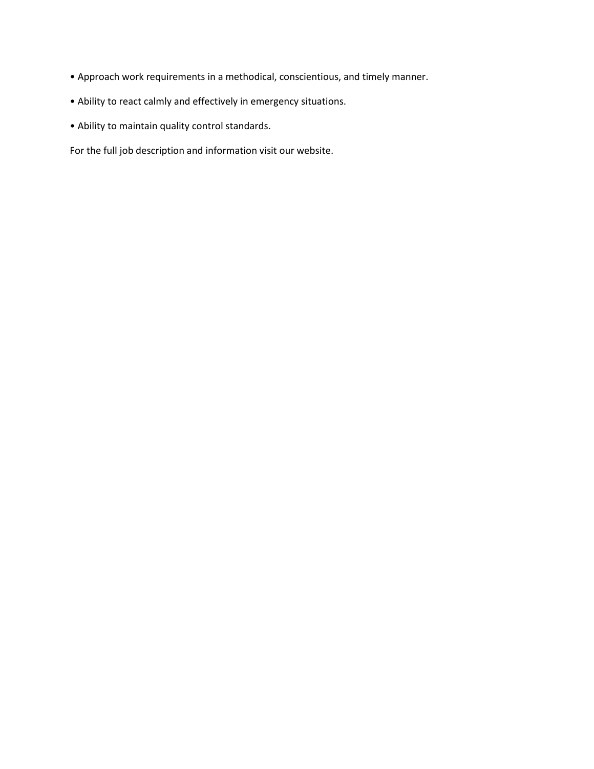- Approach work requirements in a methodical, conscientious, and timely manner.
- Ability to react calmly and effectively in emergency situations.
- Ability to maintain quality control standards.

For the full job description and information visit our website.